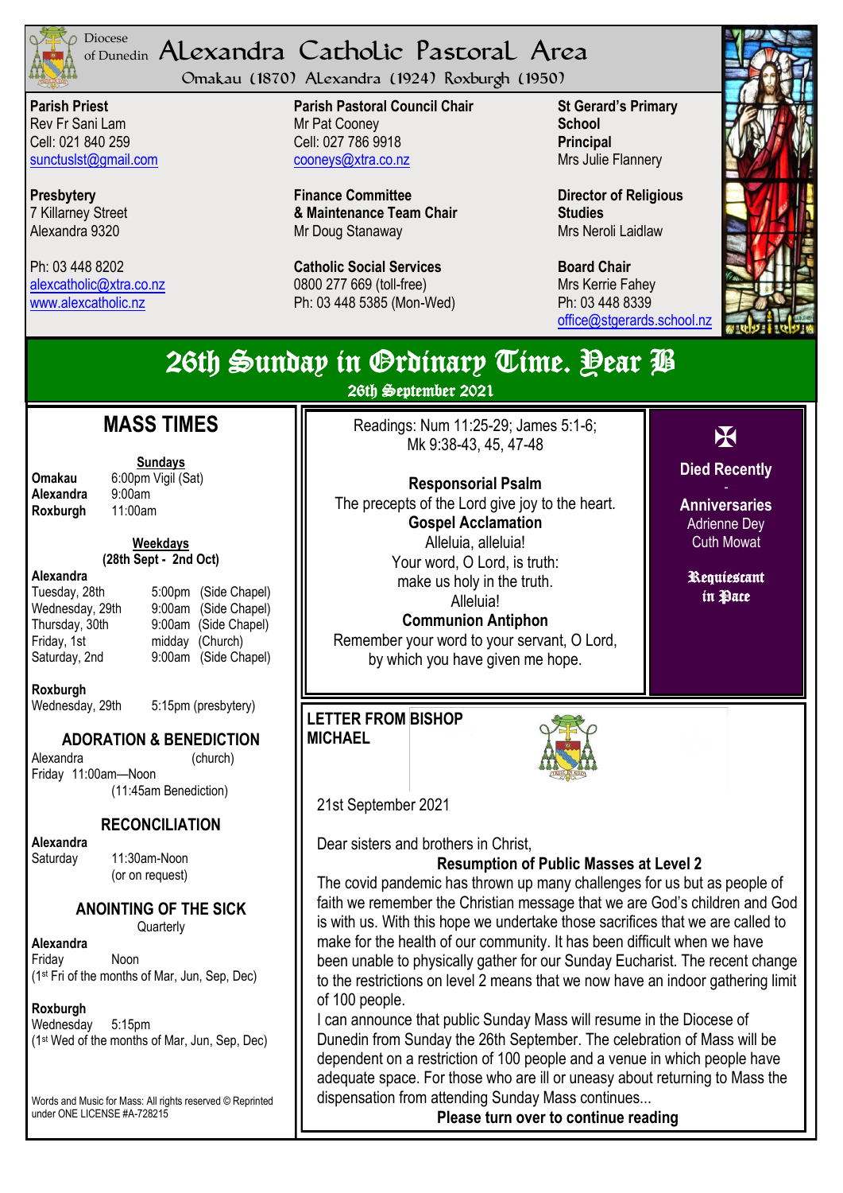Diocese of Dunedin

# Alexandra Catholic Pastoral Area

Omakau (1870) Alexandra (1924) Roxburgh (1950)

**Parish Priest**
Rev Fr Sani Lam
Cell: 021 840 259
sunctuslst@gmail.com

**Presbytery**
7 Killarney Street
Alexandra 9320

Ph: 03 448 8202
alexcatholic@xtra.co.nz
www.alexcatholic.nz

**Parish Pastoral Council Chair**
Mr Pat Cooney
Cell: 027 786 9918
cooneys@xtra.co.nz

**Finance Committee & Maintenance Team Chair**
Mr Doug Stanaway

**Catholic Social Services**
0800 277 669 (toll-free)
Ph: 03 448 5385 (Mon-Wed)

**St Gerard's Primary School Principal**
Mrs Julie Flannery

**Director of Religious Studies**
Mrs Neroli Laidlaw

**Board Chair**
Mrs Kerrie Fahey
Ph: 03 448 8339
office@stgerards.school.nz

## 26th Sunday in Ordinary Time. Year B

26th September 2021

## MASS TIMES

**Sundays**

| | |
|---|---|
| **Omakau** | 6:00pm Vigil (Sat) |
| **Alexandra** | 9:00am |
| **Roxburgh** | 11:00am |

**Weekdays**
**(28th Sept - 2nd Oct)**

**Alexandra**

| | | |
|---|---|---|
| Tuesday, 28th | 5:00pm | (Side Chapel) |
| Wednesday, 29th | 9:00am | (Side Chapel) |
| Thursday, 30th | 9:00am | (Side Chapel) |
| Friday, 1st | midday | (Church) |
| Saturday, 2nd | 9:00am | (Side Chapel) |

**Roxburgh**
Wednesday, 29th 5:15pm (presbytery)

### ADORATION & BENEDICTION

Alexandra (church)
Friday 11:00am—Noon
(11:45am Benediction)

### RECONCILIATION

**Alexandra**
Saturday 11:30am-Noon
(or on request)

### ANOINTING OF THE SICK

Quarterly

**Alexandra**
Friday Noon
(1st Fri of the months of Mar, Jun, Sep, Dec)

**Roxburgh**
Wednesday 5:15pm
(1st Wed of the months of Mar, Jun, Sep, Dec)

Words and Music for Mass: All rights reserved © Reprinted under ONE LICENSE #A-728215

Readings: Num 11:25-29; James 5:1-6; Mk 9:38-43, 45, 47-48

**Responsorial Psalm**
The precepts of the Lord give joy to the heart.

**Gospel Acclamation**
Alleluia, alleluia!
Your word, O Lord, is truth:
make us holy in the truth.
Alleluia!

**Communion Antiphon**
Remember your word to your servant, O Lord,
by which you have given me hope.

✠

**Died Recently**

-

**Anniversaries**
Adrienne Dey
Cuth Mowat

**Requiescant in Pace**

### LETTER FROM BISHOP MICHAEL

21st September 2021

Dear sisters and brothers in Christ,

**Resumption of Public Masses at Level 2**

The covid pandemic has thrown up many challenges for us but as people of faith we remember the Christian message that we are God's children and God is with us. With this hope we undertake those sacrifices that we are called to make for the health of our community. It has been difficult when we have been unable to physically gather for our Sunday Eucharist. The recent change to the restrictions on level 2 means that we now have an indoor gathering limit of 100 people.

I can announce that public Sunday Mass will resume in the Diocese of Dunedin from Sunday the 26th September. The celebration of Mass will be dependent on a restriction of 100 people and a venue in which people have adequate space. For those who are ill or uneasy about returning to Mass the dispensation from attending Sunday Mass continues...

**Please turn over to continue reading**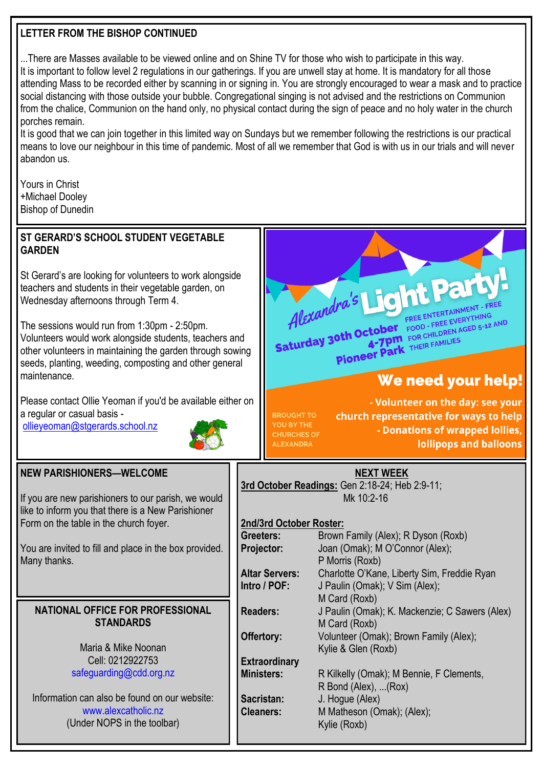## LETTER FROM THE BISHOP CONTINUED

...There are Masses available to be viewed online and on Shine TV for those who wish to participate in this way.
It is important to follow level 2 regulations in our gatherings. If you are unwell stay at home. It is mandatory for all those attending Mass to be recorded either by scanning in or signing in. You are strongly encouraged to wear a mask and to practice social distancing with those outside your bubble. Congregational singing is not advised and the restrictions on Communion from the chalice, Communion on the hand only, no physical contact during the sign of peace and no holy water in the church porches remain.
It is good that we can join together in this limited way on Sundays but we remember following the restrictions is our practical means to love our neighbour in this time of pandemic. Most of all we remember that God is with us in our trials and will never abandon us.

Yours in Christ
+Michael Dooley
Bishop of Dunedin

## ST GERARD'S SCHOOL STUDENT VEGETABLE GARDEN

St Gerard's are looking for volunteers to work alongside teachers and students in their vegetable garden, on Wednesday afternoons through Term 4.

The sessions would run from 1:30pm - 2:50pm. Volunteers would work alongside students, teachers and other volunteers in maintaining the garden through sowing seeds, planting, weeding, composting and other general maintenance.

Please contact Ollie Yeoman if you'd be available either on a regular or casual basis - ollieyeoman@stgerards.school.nz

## Alexandra's Light Party!

Saturday 30th October
4-7pm
Pioneer Park

FREE ENTERTAINMENT - FREE FOOD - FREE EVERYTHING FOR CHILDREN AGED 5-12 AND THEIR FAMILIES

**We need your help!**

- Volunteer on the day: see your church representative for ways to help
- Donations of wrapped lollies, lollipops and balloons

BROUGHT TO YOU BY THE CHURCHES OF ALEXANDRA

## NEW PARISHIONERS—WELCOME

If you are new parishioners to our parish, we would like to inform you that there is a New Parishioner Form on the table in the church foyer.

You are invited to fill and place in the box provided. Many thanks.

## NATIONAL OFFICE FOR PROFESSIONAL STANDARDS

Maria & Mike Noonan
Cell: 0212922753
safeguarding@cdd.org.nz

Information can also be found on our website:
www.alexcatholic.nz
(Under NOPS in the toolbar)

## NEXT WEEK

**3rd October Readings:** Gen 2:18-24; Heb 2:9-11; Mk 10:2-16

**2nd/3rd October Roster:**

| | |
|---|---|
| **Greeters:** | Brown Family (Alex); R Dyson (Roxb) |
| **Projector:** | Joan (Omak); M O'Connor (Alex); P Morris (Roxb) |
| **Altar Servers:** | Charlotte O'Kane, Liberty Sim, Freddie Ryan |
| **Intro / POF:** | J Paulin (Omak); V Sim (Alex); M Card (Roxb) |
| **Readers:** | J Paulin (Omak); K. Mackenzie; C Sawers (Alex) M Card (Roxb) |
| **Offertory:** | Volunteer (Omak); Brown Family (Alex); Kylie & Glen (Roxb) |
| **Extraordinary Ministers:** | R Kilkelly (Omak); M Bennie, F Clements, R Bond (Alex), ...(Rox) |
| **Sacristan:** | J. Hogue (Alex) |
| **Cleaners:** | M Matheson (Omak); (Alex); Kylie (Roxb) |